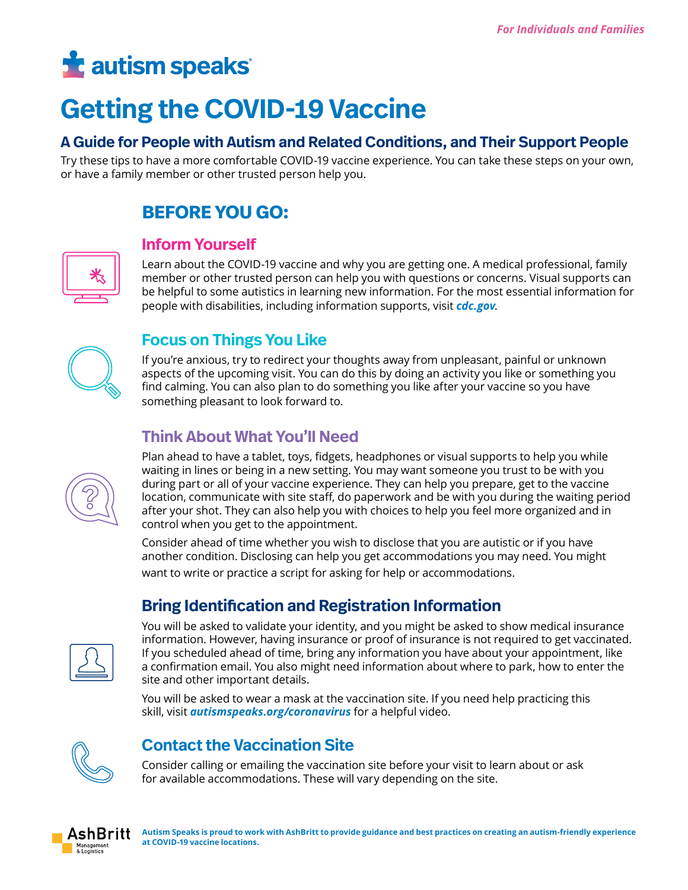For Individuals and Families

autism speaks

# Getting the COVID-19 Vaccine

## A Guide for People with Autism and Related Conditions, and Their Support People

Try these tips to have a more comfortable COVID-19 vaccine experience. You can take these steps on your own, or have a family member or other trusted person help you.

## BEFORE YOU GO:

### Inform Yourself

Learn about the COVID-19 vaccine and why you are getting one. A medical professional, family member or other trusted person can help you with questions or concerns. Visual supports can be helpful to some autistics in learning new information. For the most essential information for people with disabilities, including information supports, visit ***cdc.gov***.

### Focus on Things You Like

If you're anxious, try to redirect your thoughts away from unpleasant, painful or unknown aspects of the upcoming visit. You can do this by doing an activity you like or something you find calming. You can also plan to do something you like after your vaccine so you have something pleasant to look forward to.

### Think About What You'll Need

Plan ahead to have a tablet, toys, fidgets, headphones or visual supports to help you while waiting in lines or being in a new setting. You may want someone you trust to be with you during part or all of your vaccine experience. They can help you prepare, get to the vaccine location, communicate with site staff, do paperwork and be with you during the waiting period after your shot. They can also help you with choices to help you feel more organized and in control when you get to the appointment.

Consider ahead of time whether you wish to disclose that you are autistic or if you have another condition. Disclosing can help you get accommodations you may need. You might want to write or practice a script for asking for help or accommodations.

### Bring Identification and Registration Information

You will be asked to validate your identity, and you might be asked to show medical insurance information. However, having insurance or proof of insurance is not required to get vaccinated. If you scheduled ahead of time, bring any information you have about your appointment, like a confirmation email. You also might need information about where to park, how to enter the site and other important details.

You will be asked to wear a mask at the vaccination site. If you need help practicing this skill, visit ***autismspeaks.org/coronavirus*** for a helpful video.

### Contact the Vaccination Site

Consider calling or emailing the vaccination site before your visit to learn about or ask for available accommodations. These will vary depending on the site.

AshBritt Management & Logistics

**Autism Speaks is proud to work with AshBritt to provide guidance and best practices on creating an autism-friendly experience at COVID-19 vaccine locations.**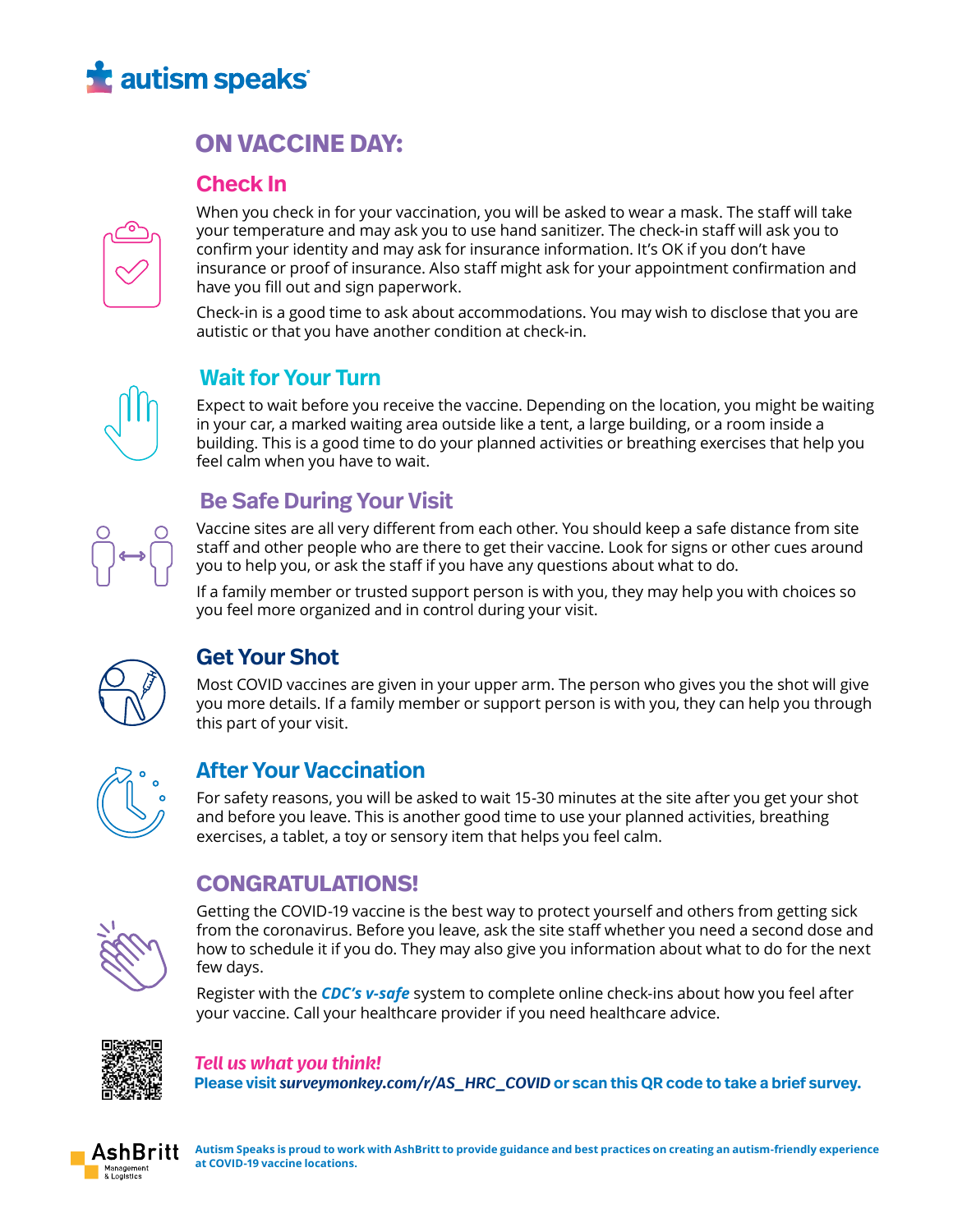## ON VACCINE DAY:

### Check In

When you check in for your vaccination, you will be asked to wear a mask. The staff will take your temperature and may ask you to use hand sanitizer. The check-in staff will ask you to confirm your identity and may ask for insurance information. It's OK if you don't have insurance or proof of insurance. Also staff might ask for your appointment confirmation and have you fill out and sign paperwork.

Check-in is a good time to ask about accommodations. You may wish to disclose that you are autistic or that you have another condition at check-in.

### Wait for Your Turn

Expect to wait before you receive the vaccine. Depending on the location, you might be waiting in your car, a marked waiting area outside like a tent, a large building, or a room inside a building. This is a good time to do your planned activities or breathing exercises that help you feel calm when you have to wait.

### Be Safe During Your Visit

Vaccine sites are all very different from each other. You should keep a safe distance from site staff and other people who are there to get their vaccine. Look for signs or other cues around you to help you, or ask the staff if you have any questions about what to do.

If a family member or trusted support person is with you, they may help you with choices so you feel more organized and in control during your visit.

### Get Your Shot

Most COVID vaccines are given in your upper arm. The person who gives you the shot will give you more details. If a family member or support person is with you, they can help you through this part of your visit.

### After Your Vaccination

For safety reasons, you will be asked to wait 15-30 minutes at the site after you get your shot and before you leave. This is another good time to use your planned activities, breathing exercises, a tablet, a toy or sensory item that helps you feel calm.

### CONGRATULATIONS!

Getting the COVID-19 vaccine is the best way to protect yourself and others from getting sick from the coronavirus. Before you leave, ask the site staff whether you need a second dose and how to schedule it if you do. They may also give you information about what to do for the next few days.

Register with the ***CDC's v-safe*** system to complete online check-ins about how you feel after your vaccine. Call your healthcare provider if you need healthcare advice.

***Tell us what you think!***

**Please visit *surveymonkey.com/r/AS_HRC_COVID* or scan this QR code to take a brief survey.**

**Autism Speaks is proud to work with AshBritt to provide guidance and best practices on creating an autism-friendly experience at COVID-19 vaccine locations.**